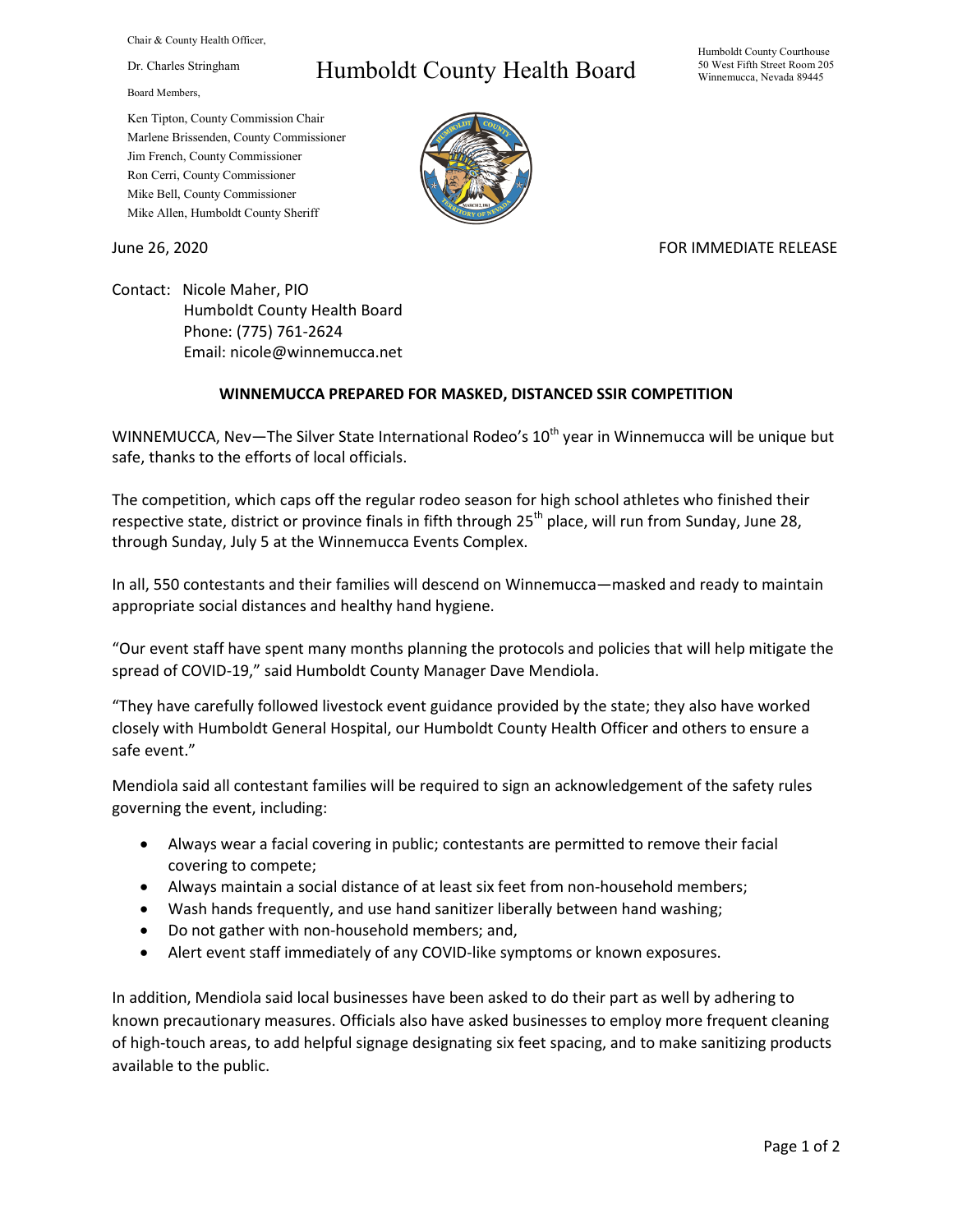Chair & County Health Officer,

Dr. Charles Stringham

# Humboldt County Health Board

Humboldt County Courthouse
50 West Fifth Street Room 205
Winnemucca, Nevada 89445

Board Members,

Ken Tipton, County Commission Chair
Marlene Brissenden, County Commissioner
Jim French, County Commissioner
Ron Cerri, County Commissioner
Mike Bell, County Commissioner
Mike Allen, Humboldt County Sheriff

June 26, 2020

FOR IMMEDIATE RELEASE

Contact: Nicole Maher, PIO
Humboldt County Health Board
Phone: (775) 761-2624
Email: nicole@winnemucca.net

**WINNEMUCCA PREPARED FOR MASKED, DISTANCED SSIR COMPETITION**

WINNEMUCCA, Nev—The Silver State International Rodeo's 10th year in Winnemucca will be unique but safe, thanks to the efforts of local officials.

The competition, which caps off the regular rodeo season for high school athletes who finished their respective state, district or province finals in fifth through 25th place, will run from Sunday, June 28, through Sunday, July 5 at the Winnemucca Events Complex.

In all, 550 contestants and their families will descend on Winnemucca—masked and ready to maintain appropriate social distances and healthy hand hygiene.

"Our event staff have spent many months planning the protocols and policies that will help mitigate the spread of COVID-19," said Humboldt County Manager Dave Mendiola.

"They have carefully followed livestock event guidance provided by the state; they also have worked closely with Humboldt General Hospital, our Humboldt County Health Officer and others to ensure a safe event."

Mendiola said all contestant families will be required to sign an acknowledgement of the safety rules governing the event, including:

- Always wear a facial covering in public; contestants are permitted to remove their facial covering to compete;
- Always maintain a social distance of at least six feet from non-household members;
- Wash hands frequently, and use hand sanitizer liberally between hand washing;
- Do not gather with non-household members; and,
- Alert event staff immediately of any COVID-like symptoms or known exposures.

In addition, Mendiola said local businesses have been asked to do their part as well by adhering to known precautionary measures. Officials also have asked businesses to employ more frequent cleaning of high-touch areas, to add helpful signage designating six feet spacing, and to make sanitizing products available to the public.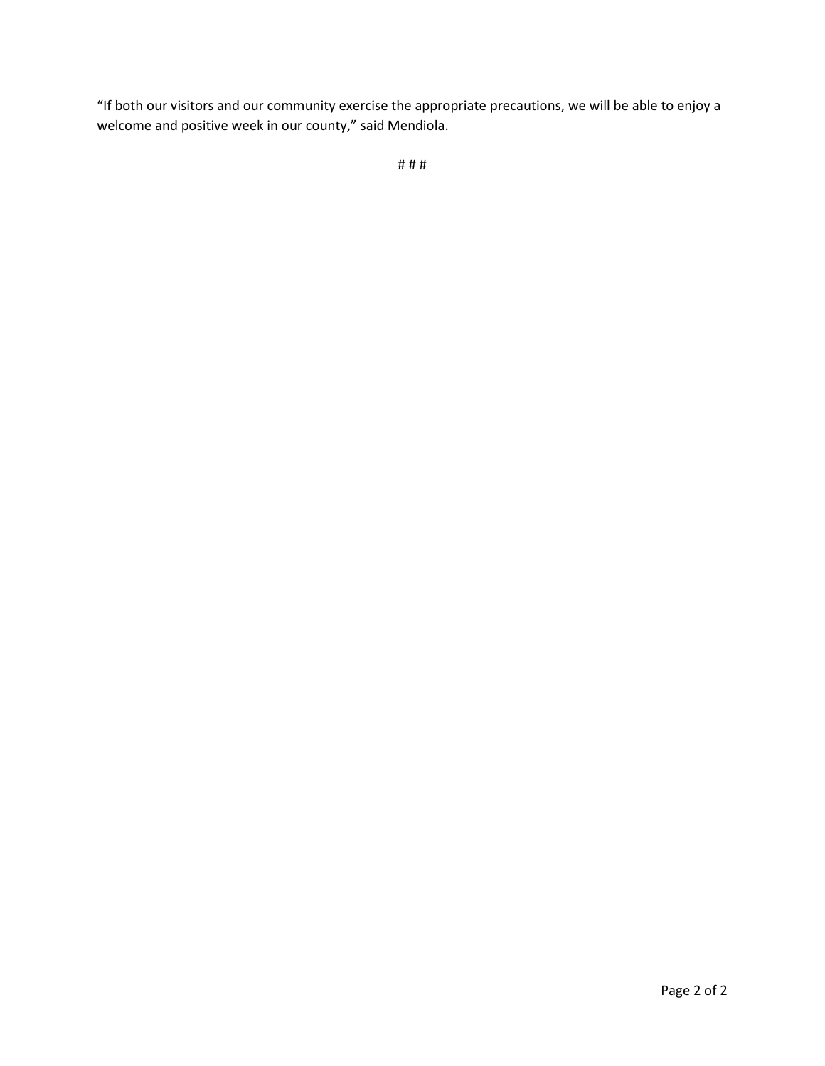"If both our visitors and our community exercise the appropriate precautions, we will be able to enjoy a welcome and positive week in our county," said Mendiola.

# # #